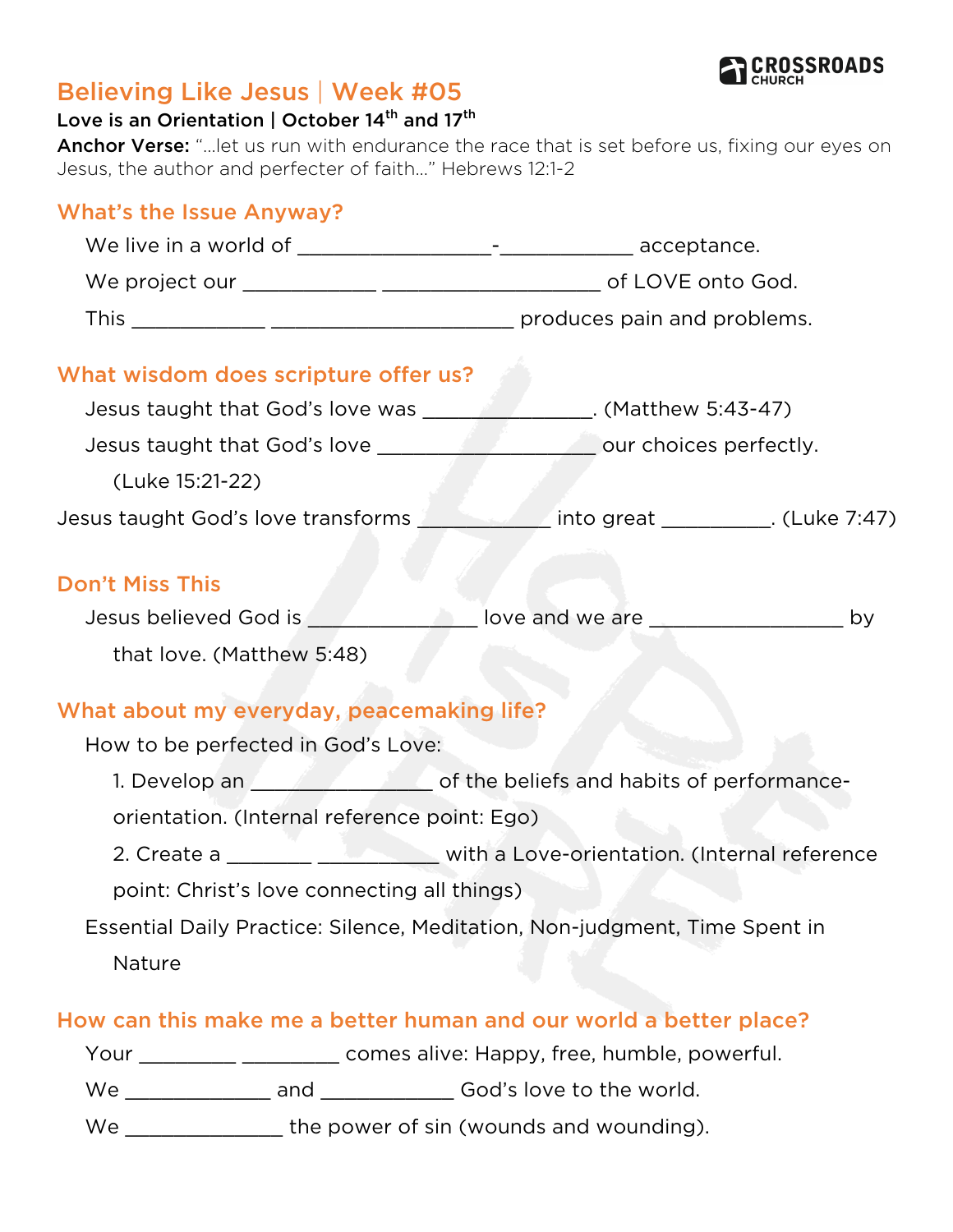# Believing Like Jesus | Week #05

**Love is an Orientation | October 14th and 17th**

**Anchor Verse:** "…let us run with endurance the race that is set before us, fixing our eyes on Jesus, the author and perfecter of faith…" Hebrews 12:1-2

## What's the Issue Anyway?

We live in a world of _________________-____________ acceptance.

We project our ____________ ___________________ of LOVE onto God.

This ____________ ______________________ produces pain and problems.

## What wisdom does scripture offer us?

Jesus taught that God's love was _______________. (Matthew 5:43-47)

Jesus taught that God's love ___________________ our choices perfectly. (Luke 15:21-22)

Jesus taught God's love transforms ____________ into great __________. (Luke 7:47)

## Don't Miss This

Jesus believed God is _______________ love and we are _________________ by that love. (Matthew 5:48)

## What about my everyday, peacemaking life?

How to be perfected in God's Love:

1. Develop an ________________ of the beliefs and habits of performance-orientation. (Internal reference point: Ego)
2. Create a ________ ___________ with a Love-orientation. (Internal reference point: Christ's love connecting all things)

Essential Daily Practice: Silence, Meditation, Non-judgment, Time Spent in Nature

## How can this make me a better human and our world a better place?

Your _________ _________ comes alive: Happy, free, humble, powerful.

We _____________ and ____________ God's love to the world.

We ______________ the power of sin (wounds and wounding).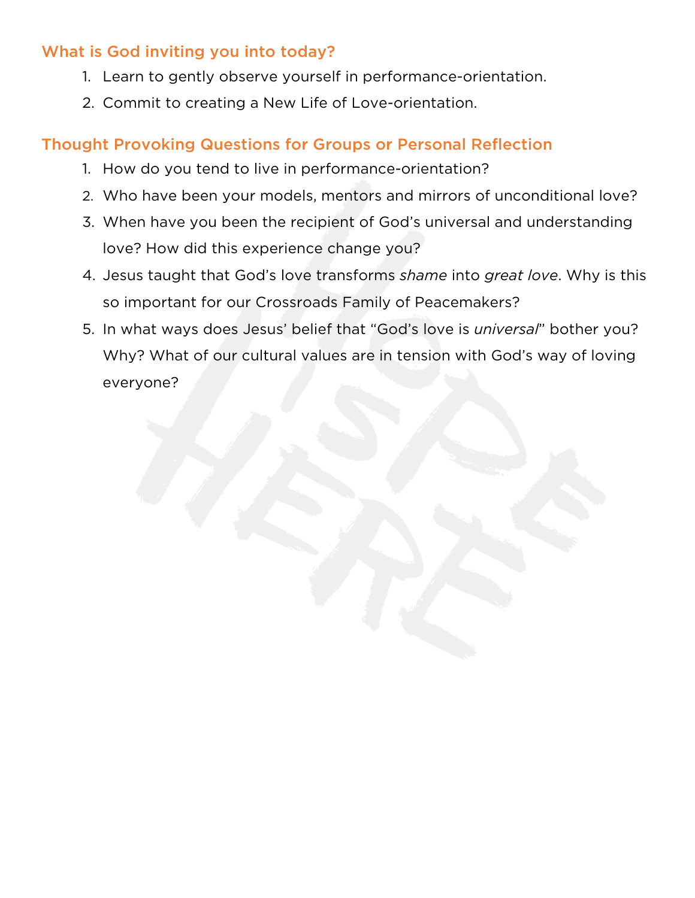## What is God inviting you into today?

1. Learn to gently observe yourself in performance-orientation.
2. Commit to creating a New Life of Love-orientation.

## Thought Provoking Questions for Groups or Personal Reflection

1. How do you tend to live in performance-orientation?
2. Who have been your models, mentors and mirrors of unconditional love?
3. When have you been the recipient of God's universal and understanding love? How did this experience change you?
4. Jesus taught that God's love transforms *shame* into *great love*. Why is this so important for our Crossroads Family of Peacemakers?
5. In what ways does Jesus' belief that "God's love is *universal*" bother you? Why? What of our cultural values are in tension with God's way of loving everyone?